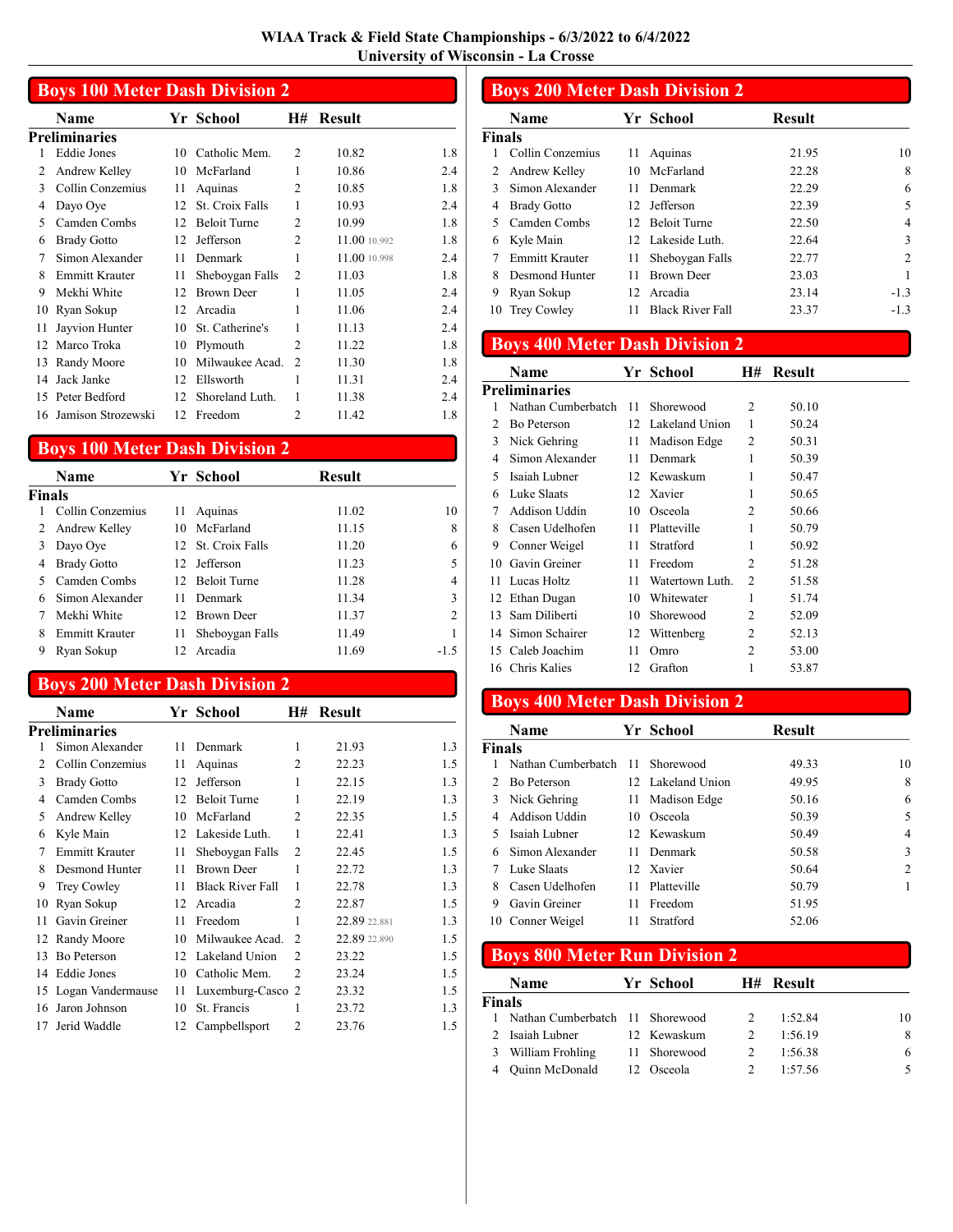# WIAA Track & Field State Championships - 6/3/2022 to 6/4/2022
## University of Wisconsin - La Crosse

## Boys 100 Meter Dash Division 2

**Preliminaries**

| | Name | Yr | School | H# | Result | |
|---|---|---|---|---|---|---|
| 1 | Eddie Jones | 10 | Catholic Mem. | 2 | 10.82 | 1.8 |
| 2 | Andrew Kelley | 10 | McFarland | 1 | 10.86 | 2.4 |
| 3 | Collin Conzemius | 11 | Aquinas | 2 | 10.85 | 1.8 |
| 4 | Dayo Oye | 12 | St. Croix Falls | 1 | 10.93 | 2.4 |
| 5 | Camden Combs | 12 | Beloit Turne | 2 | 10.99 | 1.8 |
| 6 | Brady Gotto | 12 | Jefferson | 2 | 11.00 10.992 | 1.8 |
| 7 | Simon Alexander | 11 | Denmark | 1 | 11.00 10.998 | 2.4 |
| 8 | Emmitt Krauter | 11 | Sheboygan Falls | 2 | 11.03 | 1.8 |
| 9 | Mekhi White | 12 | Brown Deer | 1 | 11.05 | 2.4 |
| 10 | Ryan Sokup | 12 | Arcadia | 1 | 11.06 | 2.4 |
| 11 | Jayvion Hunter | 10 | St. Catherine's | 1 | 11.13 | 2.4 |
| 12 | Marco Troka | 10 | Plymouth | 2 | 11.22 | 1.8 |
| 13 | Randy Moore | 10 | Milwaukee Acad. | 2 | 11.30 | 1.8 |
| 14 | Jack Janke | 12 | Ellsworth | 1 | 11.31 | 2.4 |
| 15 | Peter Bedford | 12 | Shoreland Luth. | 1 | 11.38 | 2.4 |
| 16 | Jamison Strozewski | 12 | Freedom | 2 | 11.42 | 1.8 |

## Boys 100 Meter Dash Division 2

**Finals**

| | Name | Yr | School | Result | |
|---|---|---|---|---|---|
| 1 | Collin Conzemius | 11 | Aquinas | 11.02 | 10 |
| 2 | Andrew Kelley | 10 | McFarland | 11.15 | 8 |
| 3 | Dayo Oye | 12 | St. Croix Falls | 11.20 | 6 |
| 4 | Brady Gotto | 12 | Jefferson | 11.23 | 5 |
| 5 | Camden Combs | 12 | Beloit Turne | 11.28 | 4 |
| 6 | Simon Alexander | 11 | Denmark | 11.34 | 3 |
| 7 | Mekhi White | 12 | Brown Deer | 11.37 | 2 |
| 8 | Emmitt Krauter | 11 | Sheboygan Falls | 11.49 | 1 |
| 9 | Ryan Sokup | 12 | Arcadia | 11.69 | -1.5 |

## Boys 200 Meter Dash Division 2

**Preliminaries**

| | Name | Yr | School | H# | Result | |
|---|---|---|---|---|---|---|
| 1 | Simon Alexander | 11 | Denmark | 1 | 21.93 | 1.3 |
| 2 | Collin Conzemius | 11 | Aquinas | 2 | 22.23 | 1.5 |
| 3 | Brady Gotto | 12 | Jefferson | 1 | 22.15 | 1.3 |
| 4 | Camden Combs | 12 | Beloit Turne | 1 | 22.19 | 1.3 |
| 5 | Andrew Kelley | 10 | McFarland | 2 | 22.35 | 1.5 |
| 6 | Kyle Main | 12 | Lakeside Luth. | 1 | 22.41 | 1.3 |
| 7 | Emmitt Krauter | 11 | Sheboygan Falls | 2 | 22.45 | 1.5 |
| 8 | Desmond Hunter | 11 | Brown Deer | 1 | 22.72 | 1.3 |
| 9 | Trey Cowley | 11 | Black River Fall | 1 | 22.78 | 1.3 |
| 10 | Ryan Sokup | 12 | Arcadia | 2 | 22.87 | 1.5 |
| 11 | Gavin Greiner | 11 | Freedom | 1 | 22.89 22.881 | 1.3 |
| 12 | Randy Moore | 10 | Milwaukee Acad. | 2 | 22.89 22.890 | 1.5 |
| 13 | Bo Peterson | 12 | Lakeland Union | 2 | 23.22 | 1.5 |
| 14 | Eddie Jones | 10 | Catholic Mem. | 2 | 23.24 | 1.5 |
| 15 | Logan Vandermause | 11 | Luxemburg-Casco | 2 | 23.32 | 1.5 |
| 16 | Jaron Johnson | 10 | St. Francis | 1 | 23.72 | 1.3 |
| 17 | Jerid Waddle | 12 | Campbellsport | 2 | 23.76 | 1.5 |

## Boys 200 Meter Dash Division 2

**Finals**

| | Name | Yr | School | Result | |
|---|---|---|---|---|---|
| 1 | Collin Conzemius | 11 | Aquinas | 21.95 | 10 |
| 2 | Andrew Kelley | 10 | McFarland | 22.28 | 8 |
| 3 | Simon Alexander | 11 | Denmark | 22.29 | 6 |
| 4 | Brady Gotto | 12 | Jefferson | 22.39 | 5 |
| 5 | Camden Combs | 12 | Beloit Turne | 22.50 | 4 |
| 6 | Kyle Main | 12 | Lakeside Luth. | 22.64 | 3 |
| 7 | Emmitt Krauter | 11 | Sheboygan Falls | 22.77 | 2 |
| 8 | Desmond Hunter | 11 | Brown Deer | 23.03 | 1 |
| 9 | Ryan Sokup | 12 | Arcadia | 23.14 | -1.3 |
| 10 | Trey Cowley | 11 | Black River Fall | 23.37 | -1.3 |

## Boys 400 Meter Dash Division 2

**Preliminaries**

| | Name | Yr | School | H# | Result |
|---|---|---|---|---|---|
| 1 | Nathan Cumberbatch | 11 | Shorewood | 2 | 50.10 |
| 2 | Bo Peterson | 12 | Lakeland Union | 1 | 50.24 |
| 3 | Nick Gehring | 11 | Madison Edge | 2 | 50.31 |
| 4 | Simon Alexander | 11 | Denmark | 1 | 50.39 |
| 5 | Isaiah Lubner | 12 | Kewaskum | 1 | 50.47 |
| 6 | Luke Slaats | 12 | Xavier | 1 | 50.65 |
| 7 | Addison Uddin | 10 | Osceola | 2 | 50.66 |
| 8 | Casen Udelhofen | 11 | Platteville | 1 | 50.79 |
| 9 | Conner Weigel | 11 | Stratford | 1 | 50.92 |
| 10 | Gavin Greiner | 11 | Freedom | 2 | 51.28 |
| 11 | Lucas Holtz | 11 | Watertown Luth. | 2 | 51.58 |
| 12 | Ethan Dugan | 10 | Whitewater | 1 | 51.74 |
| 13 | Sam Diliberti | 10 | Shorewood | 2 | 52.09 |
| 14 | Simon Schairer | 12 | Wittenberg | 2 | 52.13 |
| 15 | Caleb Joachim | 11 | Omro | 2 | 53.00 |
| 16 | Chris Kalies | 12 | Grafton | 1 | 53.87 |

## Boys 400 Meter Dash Division 2

**Finals**

| | Name | Yr | School | Result | |
|---|---|---|---|---|---|
| 1 | Nathan Cumberbatch | 11 | Shorewood | 49.33 | 10 |
| 2 | Bo Peterson | 12 | Lakeland Union | 49.95 | 8 |
| 3 | Nick Gehring | 11 | Madison Edge | 50.16 | 6 |
| 4 | Addison Uddin | 10 | Osceola | 50.39 | 5 |
| 5 | Isaiah Lubner | 12 | Kewaskum | 50.49 | 4 |
| 6 | Simon Alexander | 11 | Denmark | 50.58 | 3 |
| 7 | Luke Slaats | 12 | Xavier | 50.64 | 2 |
| 8 | Casen Udelhofen | 11 | Platteville | 50.79 | 1 |
| 9 | Gavin Greiner | 11 | Freedom | 51.95 | |
| 10 | Conner Weigel | 11 | Stratford | 52.06 | |

## Boys 800 Meter Run Division 2

**Finals**

| | Name | Yr | School | H# | Result | |
|---|---|---|---|---|---|---|
| 1 | Nathan Cumberbatch | 11 | Shorewood | 2 | 1:52.84 | 10 |
| 2 | Isaiah Lubner | 12 | Kewaskum | 2 | 1:56.19 | 8 |
| 3 | William Frohling | 11 | Shorewood | 2 | 1:56.38 | 6 |
| 4 | Quinn McDonald | 12 | Osceola | 2 | 1:57.56 | 5 |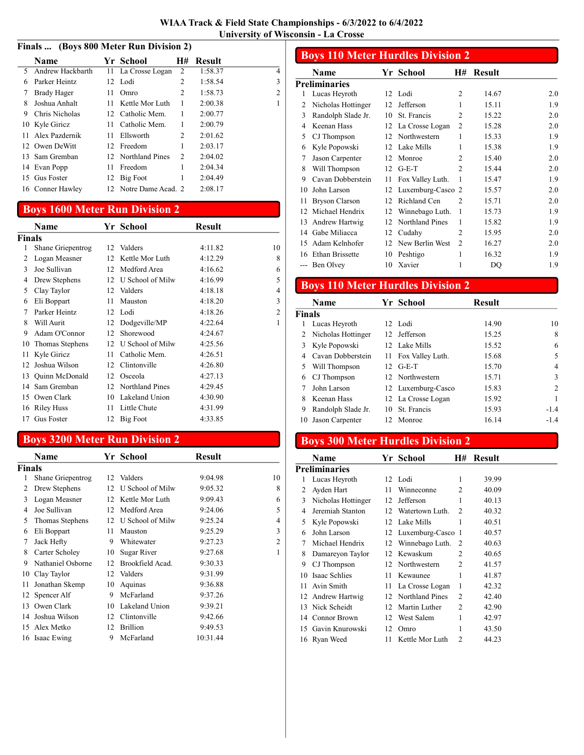# WIAA Track & Field State Championships - 6/3/2022 to 6/4/2022
## University of Wisconsin - La Crosse

### Finals ... (Boys 800 Meter Run Division 2)

| | Name | Yr | School | H# | Result | |
|---|---|---|---|---|---|---|
| 5 | Andrew Hackbarth | 11 | La Crosse Logan | 2 | 1:58.37 | 4 |
| 6 | Parker Heintz | 12 | Lodi | 2 | 1:58.54 | 3 |
| 7 | Brady Hager | 11 | Omro | 2 | 1:58.73 | 2 |
| 8 | Joshua Anhalt | 11 | Kettle Mor Luth | 1 | 2:00.38 | 1 |
| 9 | Chris Nicholas | 12 | Catholic Mem. | 1 | 2:00.77 | |
| 10 | Kyle Giricz | 11 | Catholic Mem. | 1 | 2:00.79 | |
| 11 | Alex Pazdernik | 11 | Ellsworth | 2 | 2:01.62 | |
| 12 | Owen DeWitt | 12 | Freedom | 1 | 2:03.17 | |
| 13 | Sam Gremban | 12 | Northland Pines | 2 | 2:04.02 | |
| 14 | Evan Popp | 11 | Freedom | 1 | 2:04.34 | |
| 15 | Gus Foster | 12 | Big Foot | 1 | 2:04.49 | |
| 16 | Conner Hawley | 12 | Notre Dame Acad. | 2 | 2:08.17 | |

## Boys 1600 Meter Run Division 2

**Finals**

| | Name | Yr | School | Result | |
|---|---|---|---|---|---|
| 1 | Shane Griepentrog | 12 | Valders | 4:11.82 | 10 |
| 2 | Logan Measner | 12 | Kettle Mor Luth | 4:12.29 | 8 |
| 3 | Joe Sullivan | 12 | Medford Area | 4:16.62 | 6 |
| 4 | Drew Stephens | 12 | U School of Milw | 4:16.99 | 5 |
| 5 | Clay Taylor | 12 | Valders | 4:18.18 | 4 |
| 6 | Eli Boppart | 11 | Mauston | 4:18.20 | 3 |
| 7 | Parker Heintz | 12 | Lodi | 4:18.26 | 2 |
| 8 | Will Aurit | 12 | Dodgeville/MP | 4:22.64 | 1 |
| 9 | Adam O'Connor | 12 | Shorewood | 4:24.67 | |
| 10 | Thomas Stephens | 12 | U School of Milw | 4:25.56 | |
| 11 | Kyle Giricz | 11 | Catholic Mem. | 4:26.51 | |
| 12 | Joshua Wilson | 12 | Clintonville | 4:26.80 | |
| 13 | Quinn McDonald | 12 | Osceola | 4:27.13 | |
| 14 | Sam Gremban | 12 | Northland Pines | 4:29.45 | |
| 15 | Owen Clark | 10 | Lakeland Union | 4:30.90 | |
| 16 | Riley Huss | 11 | Little Chute | 4:31.99 | |
| 17 | Gus Foster | 12 | Big Foot | 4:33.85 | |

## Boys 3200 Meter Run Division 2

**Finals**

| | Name | Yr | School | Result | |
|---|---|---|---|---|---|
| 1 | Shane Griepentrog | 12 | Valders | 9:04.98 | 10 |
| 2 | Drew Stephens | 12 | U School of Milw | 9:05.32 | 8 |
| 3 | Logan Measner | 12 | Kettle Mor Luth | 9:09.43 | 6 |
| 4 | Joe Sullivan | 12 | Medford Area | 9:24.06 | 5 |
| 5 | Thomas Stephens | 12 | U School of Milw | 9:25.24 | 4 |
| 6 | Eli Boppart | 11 | Mauston | 9:25.29 | 3 |
| 7 | Jack Hefty | 9 | Whitewater | 9:27.23 | 2 |
| 8 | Carter Scholey | 10 | Sugar River | 9:27.68 | 1 |
| 9 | Nathaniel Osborne | 12 | Brookfield Acad. | 9:30.33 | |
| 10 | Clay Taylor | 12 | Valders | 9:31.99 | |
| 11 | Jonathan Skemp | 10 | Aquinas | 9:36.88 | |
| 12 | Spencer Alf | 9 | McFarland | 9:37.26 | |
| 13 | Owen Clark | 10 | Lakeland Union | 9:39.21 | |
| 14 | Joshua Wilson | 12 | Clintonville | 9:42.66 | |
| 15 | Alex Metko | 12 | Brillion | 9:49.53 | |
| 16 | Isaac Ewing | 9 | McFarland | 10:31.44 | |

## Boys 110 Meter Hurdles Division 2

**Preliminaries**

| | Name | Yr | School | H# | Result | |
|---|---|---|---|---|---|---|
| 1 | Lucas Heyroth | 12 | Lodi | 2 | 14.67 | 2.0 |
| 2 | Nicholas Hottinger | 12 | Jefferson | 1 | 15.11 | 1.9 |
| 3 | Randolph Slade Jr. | 10 | St. Francis | 2 | 15.22 | 2.0 |
| 4 | Keenan Hass | 12 | La Crosse Logan | 2 | 15.28 | 2.0 |
| 5 | CJ Thompson | 12 | Northwestern | 1 | 15.33 | 1.9 |
| 6 | Kyle Popowski | 12 | Lake Mills | 1 | 15.38 | 1.9 |
| 7 | Jason Carpenter | 12 | Monroe | 2 | 15.40 | 2.0 |
| 8 | Will Thompson | 12 | G-E-T | 2 | 15.44 | 2.0 |
| 9 | Cavan Dobberstein | 11 | Fox Valley Luth. | 1 | 15.47 | 1.9 |
| 10 | John Larson | 12 | Luxemburg-Casco | 2 | 15.57 | 2.0 |
| 11 | Bryson Clarson | 12 | Richland Cen | 2 | 15.71 | 2.0 |
| 12 | Michael Hendrix | 12 | Winnebago Luth. | 1 | 15.73 | 1.9 |
| 13 | Andrew Hartwig | 12 | Northland Pines | 1 | 15.82 | 1.9 |
| 14 | Gabe Miliacca | 12 | Cudahy | 2 | 15.95 | 2.0 |
| 15 | Adam Kelnhofer | 12 | New Berlin West | 2 | 16.27 | 2.0 |
| 16 | Ethan Brissette | 10 | Peshtigo | 1 | 16.32 | 1.9 |
| --- | Ben Olvey | 10 | Xavier | 1 | DQ | 1.9 |

## Boys 110 Meter Hurdles Division 2

**Finals**

| | Name | Yr | School | Result | | |
|---|---|---|---|---|---|---|
| 1 | Lucas Heyroth | 12 | Lodi | 14.90 | | 10 |
| 2 | Nicholas Hottinger | 12 | Jefferson | 15.25 | | 8 |
| 3 | Kyle Popowski | 12 | Lake Mills | 15.52 | | 6 |
| 4 | Cavan Dobberstein | 11 | Fox Valley Luth. | 15.68 | | 5 |
| 5 | Will Thompson | 12 | G-E-T | 15.70 | | 4 |
| 6 | CJ Thompson | 12 | Northwestern | 15.71 | | 3 |
| 7 | John Larson | 12 | Luxemburg-Casco | 15.83 | | 2 |
| 8 | Keenan Hass | 12 | La Crosse Logan | 15.92 | | 1 |
| 9 | Randolph Slade Jr. | 10 | St. Francis | 15.93 | | -1.4 |
| 10 | Jason Carpenter | 12 | Monroe | 16.14 | | -1.4 |

## Boys 300 Meter Hurdles Division 2

**Preliminaries**

| | Name | Yr | School | H# | Result |
|---|---|---|---|---|---|
| 1 | Lucas Heyroth | 12 | Lodi | 1 | 39.99 |
| 2 | Ayden Hart | 11 | Winneconne | 2 | 40.09 |
| 3 | Nicholas Hottinger | 12 | Jefferson | 1 | 40.13 |
| 4 | Jeremiah Stanton | 12 | Watertown Luth. | 2 | 40.32 |
| 5 | Kyle Popowski | 12 | Lake Mills | 1 | 40.51 |
| 6 | John Larson | 12 | Luxemburg-Casco | 1 | 40.57 |
| 7 | Michael Hendrix | 12 | Winnebago Luth. | 2 | 40.63 |
| 8 | Damareyon Taylor | 12 | Kewaskum | 2 | 40.65 |
| 9 | CJ Thompson | 12 | Northwestern | 2 | 41.57 |
| 10 | Isaac Schlies | 11 | Kewaunee | 1 | 41.87 |
| 11 | Avin Smith | 11 | La Crosse Logan | 1 | 42.32 |
| 12 | Andrew Hartwig | 12 | Northland Pines | 2 | 42.40 |
| 13 | Nick Scheidt | 12 | Martin Luther | 2 | 42.90 |
| 14 | Connor Brown | 12 | West Salem | 1 | 42.97 |
| 15 | Gavin Knurowski | 12 | Omro | 1 | 43.50 |
| 16 | Ryan Weed | 11 | Kettle Mor Luth | 2 | 44.23 |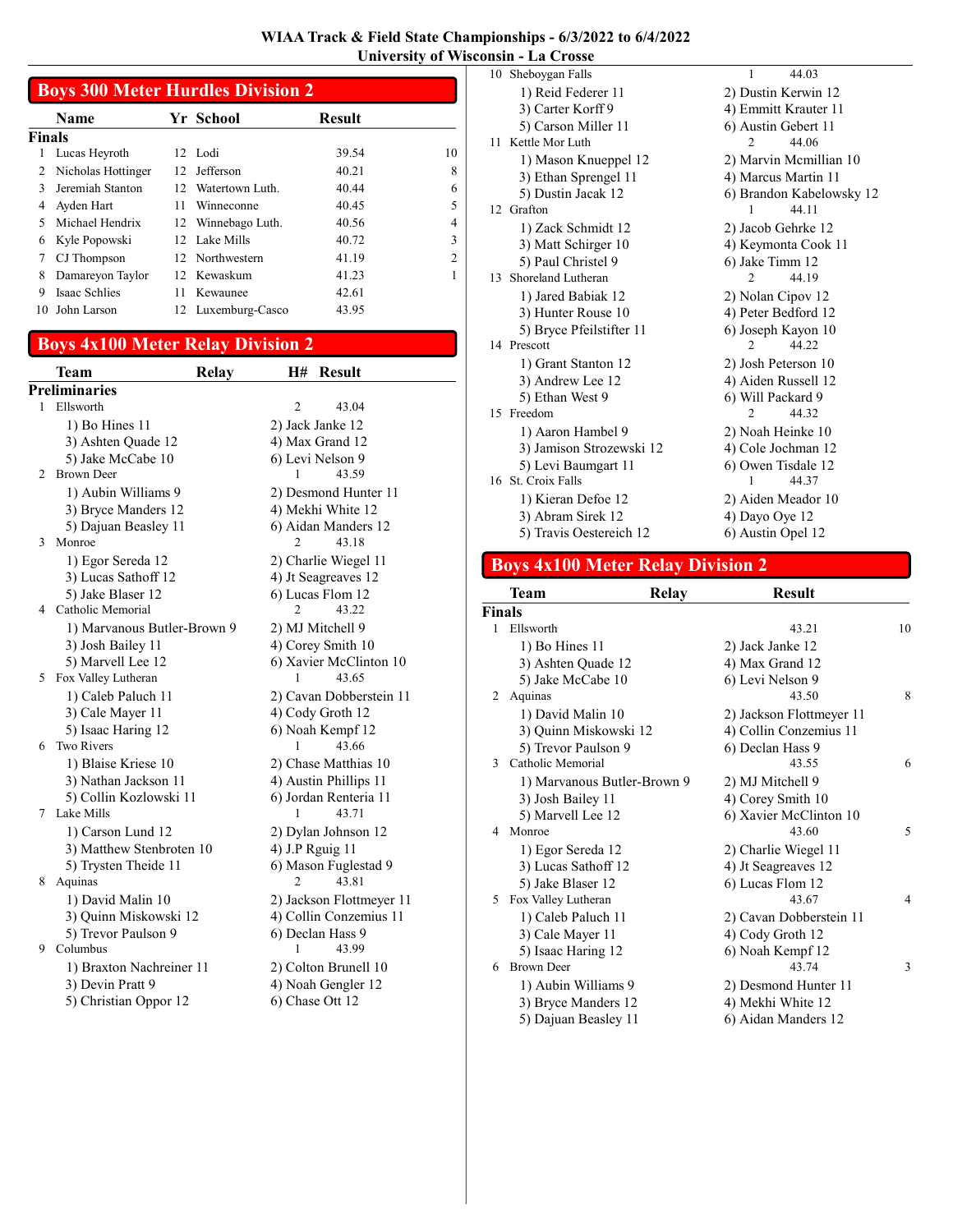WIAA Track & Field State Championships - 6/3/2022 to 6/4/2022
University of Wisconsin - La Crosse

## Boys 300 Meter Hurdles Division 2

**Finals**

| | Name | Yr | School | Result | |
|---|---|---|---|---|---|
| 1 | Lucas Heyroth | 12 | Lodi | 39.54 | 10 |
| 2 | Nicholas Hottinger | 12 | Jefferson | 40.21 | 8 |
| 3 | Jeremiah Stanton | 12 | Watertown Luth. | 40.44 | 6 |
| 4 | Ayden Hart | 11 | Winneconne | 40.45 | 5 |
| 5 | Michael Hendrix | 12 | Winnebago Luth. | 40.56 | 4 |
| 6 | Kyle Popowski | 12 | Lake Mills | 40.72 | 3 |
| 7 | CJ Thompson | 12 | Northwestern | 41.19 | 2 |
| 8 | Damareyon Taylor | 12 | Kewaskum | 41.23 | 1 |
| 9 | Isaac Schlies | 11 | Kewaunee | 42.61 | |
| 10 | John Larson | 12 | Luxemburg-Casco | 43.95 | |

## Boys 4x100 Meter Relay Division 2

**Preliminaries**

| | Team | Relay | H# | Result |
|---|---|---|---|---|
| 1 | Ellsworth | | 2 | 43.04 |
| | 1) Bo Hines 11 | 2) Jack Janke 12 | | |
| | 3) Ashten Quade 12 | 4) Max Grand 12 | | |
| | 5) Jake McCabe 10 | 6) Levi Nelson 9 | | |
| 2 | Brown Deer | | 1 | 43.59 |
| | 1) Aubin Williams 9 | 2) Desmond Hunter 11 | | |
| | 3) Bryce Manders 12 | 4) Mekhi White 12 | | |
| | 5) Dajuan Beasley 11 | 6) Aidan Manders 12 | | |
| 3 | Monroe | | 2 | 43.18 |
| | 1) Egor Sereda 12 | 2) Charlie Wiegel 11 | | |
| | 3) Lucas Sathoff 12 | 4) Jt Seagreaves 12 | | |
| | 5) Jake Blaser 12 | 6) Lucas Flom 12 | | |
| 4 | Catholic Memorial | | 2 | 43.22 |
| | 1) Marvanous Butler-Brown 9 | 2) MJ Mitchell 9 | | |
| | 3) Josh Bailey 11 | 4) Corey Smith 10 | | |
| | 5) Marvell Lee 12 | 6) Xavier McClinton 10 | | |
| 5 | Fox Valley Lutheran | | 1 | 43.65 |
| | 1) Caleb Paluch 11 | 2) Cavan Dobberstein 11 | | |
| | 3) Cale Mayer 11 | 4) Cody Groth 12 | | |
| | 5) Isaac Haring 12 | 6) Noah Kempf 12 | | |
| 6 | Two Rivers | | 1 | 43.66 |
| | 1) Blaise Kriese 10 | 2) Chase Matthias 10 | | |
| | 3) Nathan Jackson 11 | 4) Austin Phillips 11 | | |
| | 5) Collin Kozlowski 11 | 6) Jordan Renteria 11 | | |
| 7 | Lake Mills | | 1 | 43.71 |
| | 1) Carson Lund 12 | 2) Dylan Johnson 12 | | |
| | 3) Matthew Stenbroten 10 | 4) J.P Rguig 11 | | |
| | 5) Trysten Theide 11 | 6) Mason Fuglestad 9 | | |
| 8 | Aquinas | | 2 | 43.81 |
| | 1) David Malin 10 | 2) Jackson Flottmeyer 11 | | |
| | 3) Quinn Miskowski 12 | 4) Collin Conzemius 11 | | |
| | 5) Trevor Paulson 9 | 6) Declan Hass 9 | | |
| 9 | Columbus | | 1 | 43.99 |
| | 1) Braxton Nachreiner 11 | 2) Colton Brunell 10 | | |
| | 3) Devin Pratt 9 | 4) Noah Gengler 12 | | |
| | 5) Christian Oppor 12 | 6) Chase Ott 12 | | |
| 10 | Sheboygan Falls | | 1 | 44.03 |
| | 1) Reid Federer 11 | 2) Dustin Kerwin 12 | | |
| | 3) Carter Korff 9 | 4) Emmitt Krauter 11 | | |
| | 5) Carson Miller 11 | 6) Austin Gebert 11 | | |
| 11 | Kettle Mor Luth | | 2 | 44.06 |
| | 1) Mason Knueppel 12 | 2) Marvin Mcmillian 10 | | |
| | 3) Ethan Sprengel 11 | 4) Marcus Martin 11 | | |
| | 5) Dustin Jacak 12 | 6) Brandon Kabelowsky 12 | | |
| 12 | Grafton | | 1 | 44.11 |
| | 1) Zack Schmidt 12 | 2) Jacob Gehrke 12 | | |
| | 3) Matt Schirger 10 | 4) Keymonta Cook 11 | | |
| | 5) Paul Christel 9 | 6) Jake Timm 12 | | |
| 13 | Shoreland Lutheran | | 2 | 44.19 |
| | 1) Jared Babiak 12 | 2) Nolan Cipov 12 | | |
| | 3) Hunter Rouse 10 | 4) Peter Bedford 12 | | |
| | 5) Bryce Pfeilstifter 11 | 6) Joseph Kayon 10 | | |
| 14 | Prescott | | 2 | 44.22 |
| | 1) Grant Stanton 12 | 2) Josh Peterson 10 | | |
| | 3) Andrew Lee 12 | 4) Aiden Russell 12 | | |
| | 5) Ethan West 9 | 6) Will Packard 9 | | |
| 15 | Freedom | | 2 | 44.32 |
| | 1) Aaron Hambel 9 | 2) Noah Heinke 10 | | |
| | 3) Jamison Strozewski 12 | 4) Cole Jochman 12 | | |
| | 5) Levi Baumgart 11 | 6) Owen Tisdale 12 | | |
| 16 | St. Croix Falls | | 1 | 44.37 |
| | 1) Kieran Defoe 12 | 2) Aiden Meador 10 | | |
| | 3) Abram Sirek 12 | 4) Dayo Oye 12 | | |
| | 5) Travis Oestereich 12 | 6) Austin Opel 12 | | |

## Boys 4x100 Meter Relay Division 2

**Finals**

| | Team | Relay | Result | |
|---|---|---|---|---|
| 1 | Ellsworth | | 43.21 | 10 |
| | 1) Bo Hines 11 | 2) Jack Janke 12 | | |
| | 3) Ashten Quade 12 | 4) Max Grand 12 | | |
| | 5) Jake McCabe 10 | 6) Levi Nelson 9 | | |
| 2 | Aquinas | | 43.50 | 8 |
| | 1) David Malin 10 | 2) Jackson Flottmeyer 11 | | |
| | 3) Quinn Miskowski 12 | 4) Collin Conzemius 11 | | |
| | 5) Trevor Paulson 9 | 6) Declan Hass 9 | | |
| 3 | Catholic Memorial | | 43.55 | 6 |
| | 1) Marvanous Butler-Brown 9 | 2) MJ Mitchell 9 | | |
| | 3) Josh Bailey 11 | 4) Corey Smith 10 | | |
| | 5) Marvell Lee 12 | 6) Xavier McClinton 10 | | |
| 4 | Monroe | | 43.60 | 5 |
| | 1) Egor Sereda 12 | 2) Charlie Wiegel 11 | | |
| | 3) Lucas Sathoff 12 | 4) Jt Seagreaves 12 | | |
| | 5) Jake Blaser 12 | 6) Lucas Flom 12 | | |
| 5 | Fox Valley Lutheran | | 43.67 | 4 |
| | 1) Caleb Paluch 11 | 2) Cavan Dobberstein 11 | | |
| | 3) Cale Mayer 11 | 4) Cody Groth 12 | | |
| | 5) Isaac Haring 12 | 6) Noah Kempf 12 | | |
| 6 | Brown Deer | | 43.74 | 3 |
| | 1) Aubin Williams 9 | 2) Desmond Hunter 11 | | |
| | 3) Bryce Manders 12 | 4) Mekhi White 12 | | |
| | 5) Dajuan Beasley 11 | 6) Aidan Manders 12 | | |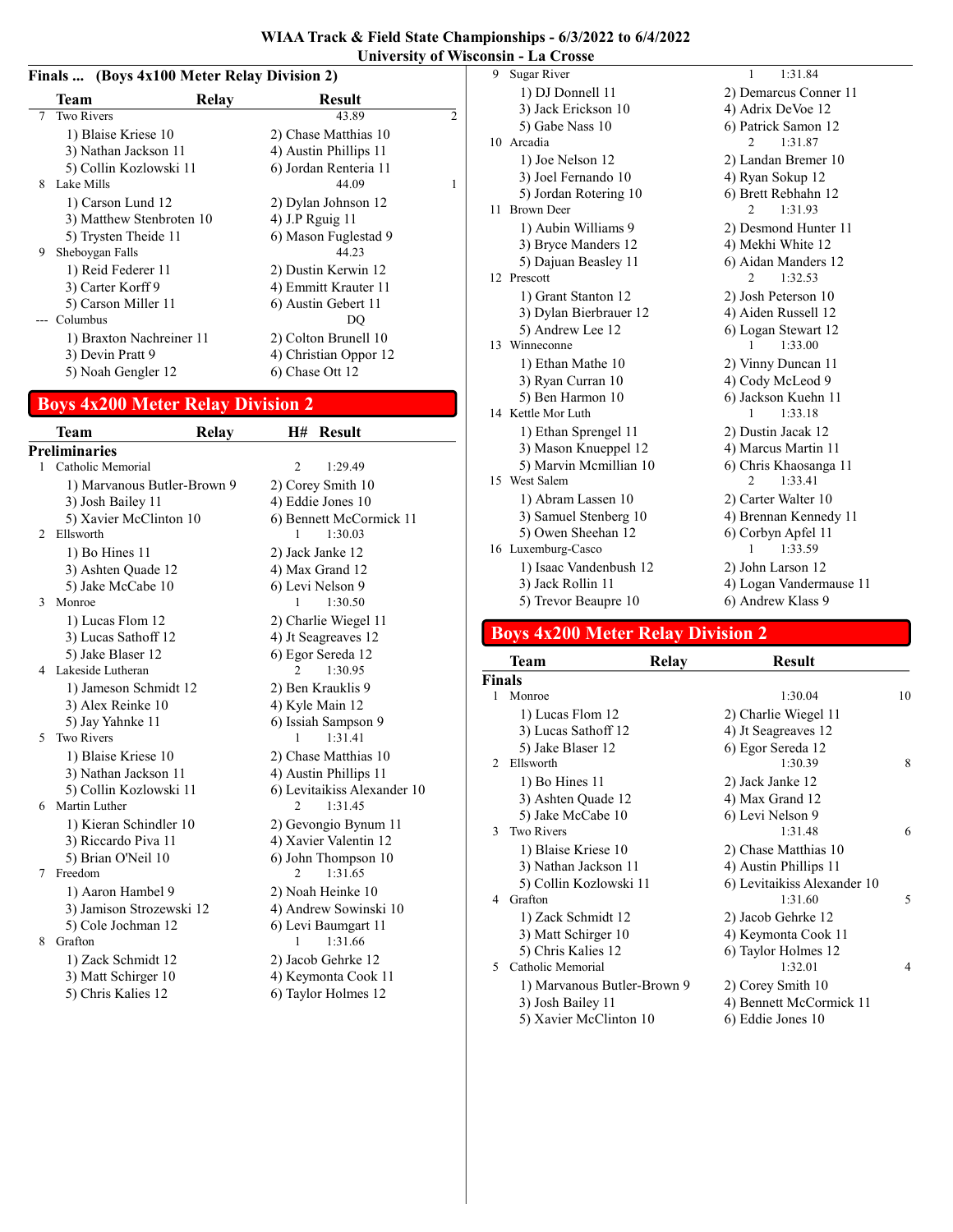## Finals ... (Boys 4x100 Meter Relay Division 2)

| | Team | Relay | Result | |
|---|---|---|---|---|
| 7 | Two Rivers | | 43.89 | 2 |
| | 1) Blaise Kriese 10 | 2) Chase Matthias 10 | | |
| | 3) Nathan Jackson 11 | 4) Austin Phillips 11 | | |
| | 5) Collin Kozlowski 11 | 6) Jordan Renteria 11 | | |
| 8 | Lake Mills | | 44.09 | 1 |
| | 1) Carson Lund 12 | 2) Dylan Johnson 12 | | |
| | 3) Matthew Stenbroten 10 | 4) J.P Rguig 11 | | |
| | 5) Trysten Theide 11 | 6) Mason Fuglestad 9 | | |
| 9 | Sheboygan Falls | | 44.23 | |
| | 1) Reid Federer 11 | 2) Dustin Kerwin 12 | | |
| | 3) Carter Korff 9 | 4) Emmitt Krauter 11 | | |
| | 5) Carson Miller 11 | 6) Austin Gebert 11 | | |
| --- | Columbus | | DQ | |
| | 1) Braxton Nachreiner 11 | 2) Colton Brunell 10 | | |
| | 3) Devin Pratt 9 | 4) Christian Oppor 12 | | |
| | 5) Noah Gengler 12 | 6) Chase Ott 12 | | |

## Boys 4x200 Meter Relay Division 2

### Preliminaries

| | Team | Relay | H# | Result |
|---|---|---|---|---|
| 1 | Catholic Memorial | | 2 | 1:29.49 |
| | 1) Marvanous Butler-Brown 9 | 2) Corey Smith 10 | | |
| | 3) Josh Bailey 11 | 4) Eddie Jones 10 | | |
| | 5) Xavier McClinton 10 | 6) Bennett McCormick 11 | | |
| 2 | Ellsworth | | 1 | 1:30.03 |
| | 1) Bo Hines 11 | 2) Jack Janke 12 | | |
| | 3) Ashten Quade 12 | 4) Max Grand 12 | | |
| | 5) Jake McCabe 10 | 6) Levi Nelson 9 | | |
| 3 | Monroe | | 1 | 1:30.50 |
| | 1) Lucas Flom 12 | 2) Charlie Wiegel 11 | | |
| | 3) Lucas Sathoff 12 | 4) Jt Seagreaves 12 | | |
| | 5) Jake Blaser 12 | 6) Egor Sereda 12 | | |
| 4 | Lakeside Lutheran | | 2 | 1:30.95 |
| | 1) Jameson Schmidt 12 | 2) Ben Krauklis 9 | | |
| | 3) Alex Reinke 10 | 4) Kyle Main 12 | | |
| | 5) Jay Yahnke 11 | 6) Issiah Sampson 9 | | |
| 5 | Two Rivers | | 1 | 1:31.41 |
| | 1) Blaise Kriese 10 | 2) Chase Matthias 10 | | |
| | 3) Nathan Jackson 11 | 4) Austin Phillips 11 | | |
| | 5) Collin Kozlowski 11 | 6) Levitaikiss Alexander 10 | | |
| 6 | Martin Luther | | 2 | 1:31.45 |
| | 1) Kieran Schindler 10 | 2) Gevongio Bynum 11 | | |
| | 3) Riccardo Piva 11 | 4) Xavier Valentin 12 | | |
| | 5) Brian O'Neil 10 | 6) John Thompson 10 | | |
| 7 | Freedom | | 2 | 1:31.65 |
| | 1) Aaron Hambel 9 | 2) Noah Heinke 10 | | |
| | 3) Jamison Strozewski 12 | 4) Andrew Sowinski 10 | | |
| | 5) Cole Jochman 12 | 6) Levi Baumgart 11 | | |
| 8 | Grafton | | 1 | 1:31.66 |
| | 1) Zack Schmidt 12 | 2) Jacob Gehrke 12 | | |
| | 3) Matt Schirger 10 | 4) Keymonta Cook 11 | | |
| | 5) Chris Kalies 12 | 6) Taylor Holmes 12 | | |
| 9 | Sugar River | | 1 | 1:31.84 |
| | 1) DJ Donnell 11 | 2) Demarcus Conner 11 | | |
| | 3) Jack Erickson 10 | 4) Adrix DeVoe 12 | | |
| | 5) Gabe Nass 10 | 6) Patrick Samon 12 | | |
| 10 | Arcadia | | 2 | 1:31.87 |
| | 1) Joe Nelson 12 | 2) Landan Bremer 10 | | |
| | 3) Joel Fernando 10 | 4) Ryan Sokup 12 | | |
| | 5) Jordan Rotering 10 | 6) Brett Rebhahn 12 | | |
| 11 | Brown Deer | | 2 | 1:31.93 |
| | 1) Aubin Williams 9 | 2) Desmond Hunter 11 | | |
| | 3) Bryce Manders 12 | 4) Mekhi White 12 | | |
| | 5) Dajuan Beasley 11 | 6) Aidan Manders 12 | | |
| 12 | Prescott | | 2 | 1:32.53 |
| | 1) Grant Stanton 12 | 2) Josh Peterson 10 | | |
| | 3) Dylan Bierbrauer 12 | 4) Aiden Russell 12 | | |
| | 5) Andrew Lee 12 | 6) Logan Stewart 12 | | |
| 13 | Winneconne | | 1 | 1:33.00 |
| | 1) Ethan Mathe 10 | 2) Vinny Duncan 11 | | |
| | 3) Ryan Curran 10 | 4) Cody McLeod 9 | | |
| | 5) Ben Harmon 10 | 6) Jackson Kuehn 11 | | |
| 14 | Kettle Mor Luth | | 1 | 1:33.18 |
| | 1) Ethan Sprengel 11 | 2) Dustin Jacak 12 | | |
| | 3) Mason Knueppel 12 | 4) Marcus Martin 11 | | |
| | 5) Marvin Mcmillian 10 | 6) Chris Khaosanga 11 | | |
| 15 | West Salem | | 2 | 1:33.41 |
| | 1) Abram Lassen 10 | 2) Carter Walter 10 | | |
| | 3) Samuel Stenberg 10 | 4) Brennan Kennedy 11 | | |
| | 5) Owen Sheehan 12 | 6) Corbyn Apfel 11 | | |
| 16 | Luxemburg-Casco | | 1 | 1:33.59 |
| | 1) Isaac Vandenbush 12 | 2) John Larson 12 | | |
| | 3) Jack Rollin 11 | 4) Logan Vandermause 11 | | |
| | 5) Trevor Beaupre 10 | 6) Andrew Klass 9 | | |

## Boys 4x200 Meter Relay Division 2

### Finals

| | Team | Relay | Result | |
|---|---|---|---|---|
| 1 | Monroe | | 1:30.04 | 10 |
| | 1) Lucas Flom 12 | 2) Charlie Wiegel 11 | | |
| | 3) Lucas Sathoff 12 | 4) Jt Seagreaves 12 | | |
| | 5) Jake Blaser 12 | 6) Egor Sereda 12 | | |
| 2 | Ellsworth | | 1:30.39 | 8 |
| | 1) Bo Hines 11 | 2) Jack Janke 12 | | |
| | 3) Ashten Quade 12 | 4) Max Grand 12 | | |
| | 5) Jake McCabe 10 | 6) Levi Nelson 9 | | |
| 3 | Two Rivers | | 1:31.48 | 6 |
| | 1) Blaise Kriese 10 | 2) Chase Matthias 10 | | |
| | 3) Nathan Jackson 11 | 4) Austin Phillips 11 | | |
| | 5) Collin Kozlowski 11 | 6) Levitaikiss Alexander 10 | | |
| 4 | Grafton | | 1:31.60 | 5 |
| | 1) Zack Schmidt 12 | 2) Jacob Gehrke 12 | | |
| | 3) Matt Schirger 10 | 4) Keymonta Cook 11 | | |
| | 5) Chris Kalies 12 | 6) Taylor Holmes 12 | | |
| 5 | Catholic Memorial | | 1:32.01 | 4 |
| | 1) Marvanous Butler-Brown 9 | 2) Corey Smith 10 | | |
| | 3) Josh Bailey 11 | 4) Bennett McCormick 11 | | |
| | 5) Xavier McClinton 10 | 6) Eddie Jones 10 | | |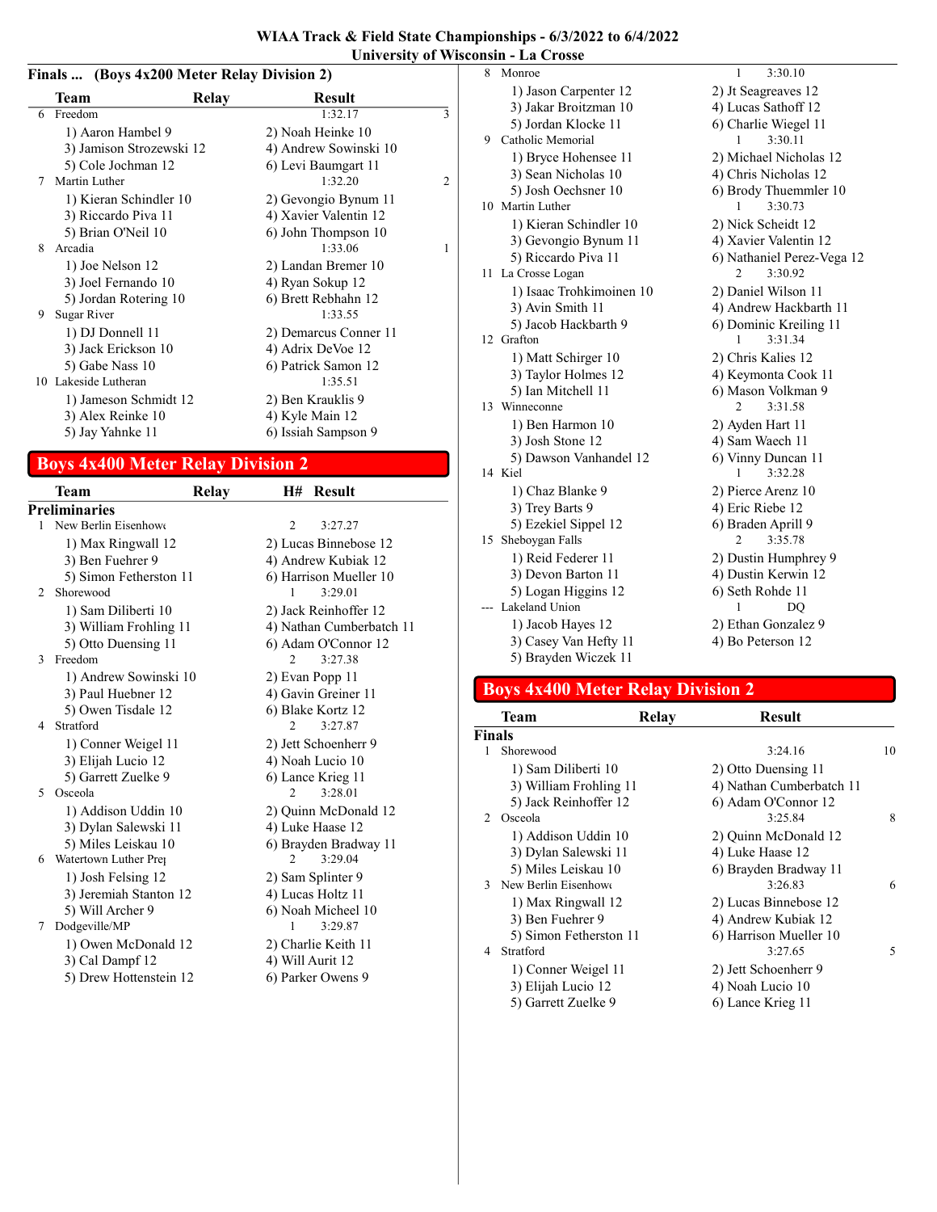# WIAA Track & Field State Championships - 6/3/2022 to 6/4/2022
## University of Wisconsin - La Crosse

**Finals ... (Boys 4x200 Meter Relay Division 2)**

| | Team | Relay | Result | Points |
|---|---|---|---|---|
| 6 | Freedom | | 1:32.17 | 3 |
| | 1) Aaron Hambel 9 | 2) Noah Heinke 10 | | |
| | 3) Jamison Strozewski 12 | 4) Andrew Sowinski 10 | | |
| | 5) Cole Jochman 12 | 6) Levi Baumgart 11 | | |
| 7 | Martin Luther | | 1:32.20 | 2 |
| | 1) Kieran Schindler 10 | 2) Gevongio Bynum 11 | | |
| | 3) Riccardo Piva 11 | 4) Xavier Valentin 12 | | |
| | 5) Brian O'Neil 10 | 6) John Thompson 10 | | |
| 8 | Arcadia | | 1:33.06 | 1 |
| | 1) Joe Nelson 12 | 2) Landan Bremer 10 | | |
| | 3) Joel Fernando 10 | 4) Ryan Sokup 12 | | |
| | 5) Jordan Rotering 10 | 6) Brett Rebhahn 12 | | |
| 9 | Sugar River | | 1:33.55 | |
| | 1) DJ Donnell 11 | 2) Demarcus Conner 11 | | |
| | 3) Jack Erickson 10 | 4) Adrix DeVoe 12 | | |
| | 5) Gabe Nass 10 | 6) Patrick Samon 12 | | |
| 10 | Lakeside Lutheran | | 1:35.51 | |
| | 1) Jameson Schmidt 12 | 2) Ben Krauklis 9 | | |
| | 3) Alex Reinke 10 | 4) Kyle Main 12 | | |
| | 5) Jay Yahnke 11 | 6) Issiah Sampson 9 | | |

## Boys 4x400 Meter Relay Division 2

**Preliminaries**

| | Team | Relay | H# | Result |
|---|---|---|---|---|
| 1 | New Berlin Eisenhowe | | 2 | 3:27.27 |
| | 1) Max Ringwall 12 | 2) Lucas Binnebose 12 | | |
| | 3) Ben Fuehrer 9 | 4) Andrew Kubiak 12 | | |
| | 5) Simon Fetherston 11 | 6) Harrison Mueller 10 | | |
| 2 | Shorewood | | 1 | 3:29.01 |
| | 1) Sam Diliberti 10 | 2) Jack Reinhoffer 12 | | |
| | 3) William Frohling 11 | 4) Nathan Cumberbatch 11 | | |
| | 5) Otto Duensing 11 | 6) Adam O'Connor 12 | | |
| 3 | Freedom | | 2 | 3:27.38 |
| | 1) Andrew Sowinski 10 | 2) Evan Popp 11 | | |
| | 3) Paul Huebner 12 | 4) Gavin Greiner 11 | | |
| | 5) Owen Tisdale 12 | 6) Blake Kortz 12 | | |
| 4 | Stratford | | 2 | 3:27.87 |
| | 1) Conner Weigel 11 | 2) Jett Schoenherr 9 | | |
| | 3) Elijah Lucio 12 | 4) Noah Lucio 10 | | |
| | 5) Garrett Zuelke 9 | 6) Lance Krieg 11 | | |
| 5 | Osceola | | 2 | 3:28.01 |
| | 1) Addison Uddin 10 | 2) Quinn McDonald 12 | | |
| | 3) Dylan Salewski 11 | 4) Luke Haase 12 | | |
| | 5) Miles Leiskau 10 | 6) Brayden Bradway 11 | | |
| 6 | Watertown Luther Pre | | 2 | 3:29.04 |
| | 1) Josh Felsing 12 | 2) Sam Splinter 9 | | |
| | 3) Jeremiah Stanton 12 | 4) Lucas Holtz 11 | | |
| | 5) Will Archer 9 | 6) Noah Micheel 10 | | |
| 7 | Dodgeville/MP | | 1 | 3:29.87 |
| | 1) Owen McDonald 12 | 2) Charlie Keith 11 | | |
| | 3) Cal Dampf 12 | 4) Will Aurit 12 | | |
| | 5) Drew Hottenstein 12 | 6) Parker Owens 9 | | |
| 8 | Monroe | | 1 | 3:30.10 |
| | 1) Jason Carpenter 12 | 2) Jt Seagreaves 12 | | |
| | 3) Jakar Broitzman 10 | 4) Lucas Sathoff 12 | | |
| | 5) Jordan Klocke 11 | 6) Charlie Wiegel 11 | | |
| 9 | Catholic Memorial | | 1 | 3:30.11 |
| | 1) Bryce Hohensee 11 | 2) Michael Nicholas 12 | | |
| | 3) Sean Nicholas 10 | 4) Chris Nicholas 12 | | |
| | 5) Josh Oechsner 10 | 6) Brody Thuemmler 10 | | |
| 10 | Martin Luther | | 1 | 3:30.73 |
| | 1) Kieran Schindler 10 | 2) Nick Scheidt 12 | | |
| | 3) Gevongio Bynum 11 | 4) Xavier Valentin 12 | | |
| | 5) Riccardo Piva 11 | 6) Nathaniel Perez-Vega 12 | | |
| 11 | La Crosse Logan | | 2 | 3:30.92 |
| | 1) Isaac Trohkimoinen 10 | 2) Daniel Wilson 11 | | |
| | 3) Avin Smith 11 | 4) Andrew Hackbarth 11 | | |
| | 5) Jacob Hackbarth 9 | 6) Dominic Kreiling 11 | | |
| 12 | Grafton | | 1 | 3:31.34 |
| | 1) Matt Schirger 10 | 2) Chris Kalies 12 | | |
| | 3) Taylor Holmes 12 | 4) Keymonta Cook 11 | | |
| | 5) Ian Mitchell 11 | 6) Mason Volkman 9 | | |
| 13 | Winneconne | | 2 | 3:31.58 |
| | 1) Ben Harmon 10 | 2) Ayden Hart 11 | | |
| | 3) Josh Stone 12 | 4) Sam Waech 11 | | |
| | 5) Dawson Vanhandel 12 | 6) Vinny Duncan 11 | | |
| 14 | Kiel | | 1 | 3:32.28 |
| | 1) Chaz Blanke 9 | 2) Pierce Arenz 10 | | |
| | 3) Trey Barts 9 | 4) Eric Riebe 12 | | |
| | 5) Ezekiel Sippel 12 | 6) Braden Aprill 9 | | |
| 15 | Sheboygan Falls | | 2 | 3:35.78 |
| | 1) Reid Federer 11 | 2) Dustin Humphrey 9 | | |
| | 3) Devon Barton 11 | 4) Dustin Kerwin 12 | | |
| | 5) Logan Higgins 12 | 6) Seth Rohde 11 | | |
| --- | Lakeland Union | | 1 | DQ |
| | 1) Jacob Hayes 12 | 2) Ethan Gonzalez 9 | | |
| | 3) Casey Van Hefty 11 | 4) Bo Peterson 12 | | |
| | 5) Brayden Wiczek 11 | | | |

## Boys 4x400 Meter Relay Division 2

**Finals**

| | Team | Relay | Result | Points |
|---|---|---|---|---|
| 1 | Shorewood | | 3:24.16 | 10 |
| | 1) Sam Diliberti 10 | 2) Otto Duensing 11 | | |
| | 3) William Frohling 11 | 4) Nathan Cumberbatch 11 | | |
| | 5) Jack Reinhoffer 12 | 6) Adam O'Connor 12 | | |
| 2 | Osceola | | 3:25.84 | 8 |
| | 1) Addison Uddin 10 | 2) Quinn McDonald 12 | | |
| | 3) Dylan Salewski 11 | 4) Luke Haase 12 | | |
| | 5) Miles Leiskau 10 | 6) Brayden Bradway 11 | | |
| 3 | New Berlin Eisenhowe | | 3:26.83 | 6 |
| | 1) Max Ringwall 12 | 2) Lucas Binnebose 12 | | |
| | 3) Ben Fuehrer 9 | 4) Andrew Kubiak 12 | | |
| | 5) Simon Fetherston 11 | 6) Harrison Mueller 10 | | |
| 4 | Stratford | | 3:27.65 | 5 |
| | 1) Conner Weigel 11 | 2) Jett Schoenherr 9 | | |
| | 3) Elijah Lucio 12 | 4) Noah Lucio 10 | | |
| | 5) Garrett Zuelke 9 | 6) Lance Krieg 11 | | |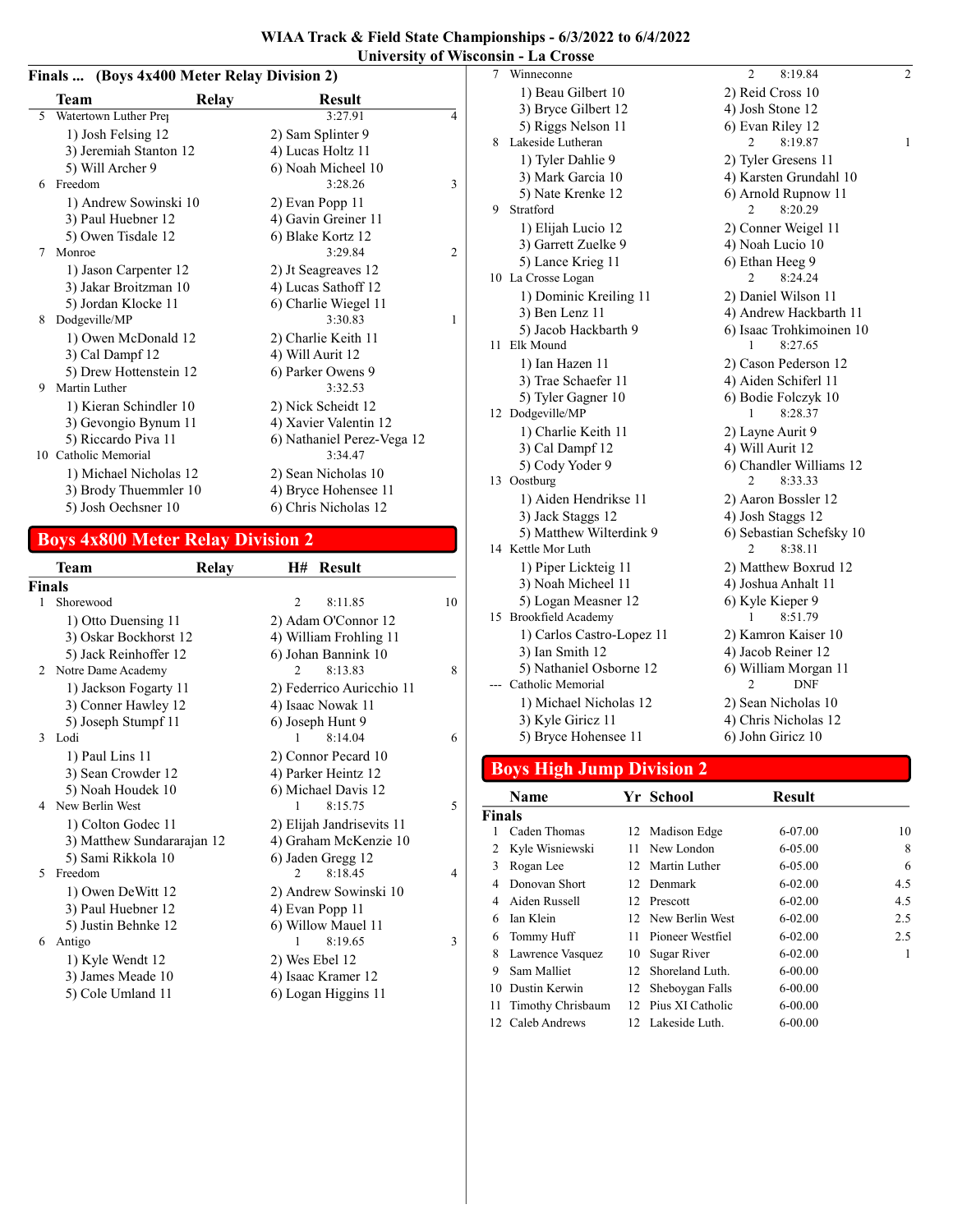# WIAA Track & Field State Championships - 6/3/2022 to 6/4/2022
## University of Wisconsin - La Crosse

### Finals ... (Boys 4x400 Meter Relay Division 2)

| | Team | Relay | Result | |
|---|---|---|---|---|
| 5 | Watertown Luther Prep | | 3:27.91 | 4 |
| | 1) Josh Felsing 12 | 2) Sam Splinter 9 | | |
| | 3) Jeremiah Stanton 12 | 4) Lucas Holtz 11 | | |
| | 5) Will Archer 9 | 6) Noah Micheel 10 | | |
| 6 | Freedom | | 3:28.26 | 3 |
| | 1) Andrew Sowinski 10 | 2) Evan Popp 11 | | |
| | 3) Paul Huebner 12 | 4) Gavin Greiner 11 | | |
| | 5) Owen Tisdale 12 | 6) Blake Kortz 12 | | |
| 7 | Monroe | | 3:29.84 | 2 |
| | 1) Jason Carpenter 12 | 2) Jt Seagreaves 12 | | |
| | 3) Jakar Broitzman 10 | 4) Lucas Sathoff 12 | | |
| | 5) Jordan Klocke 11 | 6) Charlie Wiegel 11 | | |
| 8 | Dodgeville/MP | | 3:30.83 | 1 |
| | 1) Owen McDonald 12 | 2) Charlie Keith 11 | | |
| | 3) Cal Dampf 12 | 4) Will Aurit 12 | | |
| | 5) Drew Hottenstein 12 | 6) Parker Owens 9 | | |
| 9 | Martin Luther | | 3:32.53 | |
| | 1) Kieran Schindler 10 | 2) Nick Scheidt 12 | | |
| | 3) Gevongio Bynum 11 | 4) Xavier Valentin 12 | | |
| | 5) Riccardo Piva 11 | 6) Nathaniel Perez-Vega 12 | | |
| 10 | Catholic Memorial | | 3:34.47 | |
| | 1) Michael Nicholas 12 | 2) Sean Nicholas 10 | | |
| | 3) Brody Thuemmler 10 | 4) Bryce Hohensee 11 | | |
| | 5) Josh Oechsner 10 | 6) Chris Nicholas 12 | | |

## Boys 4x800 Meter Relay Division 2

| | Team | Relay | H# | Result | |
|---|---|---|---|---|---|
| **Finals** | | | | | |
| 1 | Shorewood | | 2 | 8:11.85 | 10 |
| | 1) Otto Duensing 11 | 2) Adam O'Connor 12 | | | |
| | 3) Oskar Bockhorst 12 | 4) William Frohling 11 | | | |
| | 5) Jack Reinhoffer 12 | 6) Johan Bannink 10 | | | |
| 2 | Notre Dame Academy | | 2 | 8:13.83 | 8 |
| | 1) Jackson Fogarty 11 | 2) Federrico Auricchio 11 | | | |
| | 3) Conner Hawley 12 | 4) Isaac Nowak 11 | | | |
| | 5) Joseph Stumpf 11 | 6) Joseph Hunt 9 | | | |
| 3 | Lodi | | 1 | 8:14.04 | 6 |
| | 1) Paul Lins 11 | 2) Connor Pecard 10 | | | |
| | 3) Sean Crowder 12 | 4) Parker Heintz 12 | | | |
| | 5) Noah Houdek 10 | 6) Michael Davis 12 | | | |
| 4 | New Berlin West | | 1 | 8:15.75 | 5 |
| | 1) Colton Godec 11 | 2) Elijah Jandrisevits 11 | | | |
| | 3) Matthew Sundararajan 12 | 4) Graham McKenzie 10 | | | |
| | 5) Sami Rikkola 10 | 6) Jaden Gregg 12 | | | |
| 5 | Freedom | | 2 | 8:18.45 | 4 |
| | 1) Owen DeWitt 12 | 2) Andrew Sowinski 10 | | | |
| | 3) Paul Huebner 12 | 4) Evan Popp 11 | | | |
| | 5) Justin Behnke 12 | 6) Willow Mauel 11 | | | |
| 6 | Antigo | | 1 | 8:19.65 | 3 |
| | 1) Kyle Wendt 12 | 2) Wes Ebel 12 | | | |
| | 3) James Meade 10 | 4) Isaac Kramer 12 | | | |
| | 5) Cole Umland 11 | 6) Logan Higgins 11 | | | |
| 7 | Winneconne | | 2 | 8:19.84 | 2 |
| | 1) Beau Gilbert 10 | 2) Reid Cross 10 | | | |
| | 3) Bryce Gilbert 12 | 4) Josh Stone 12 | | | |
| | 5) Riggs Nelson 11 | 6) Evan Riley 12 | | | |
| 8 | Lakeside Lutheran | | 2 | 8:19.87 | 1 |
| | 1) Tyler Dahlie 9 | 2) Tyler Gresens 11 | | | |
| | 3) Mark Garcia 10 | 4) Karsten Grundahl 10 | | | |
| | 5) Nate Krenke 12 | 6) Arnold Rupnow 11 | | | |
| 9 | Stratford | | 2 | 8:20.29 | |
| | 1) Elijah Lucio 12 | 2) Conner Weigel 11 | | | |
| | 3) Garrett Zuelke 9 | 4) Noah Lucio 10 | | | |
| | 5) Lance Krieg 11 | 6) Ethan Heeg 9 | | | |
| 10 | La Crosse Logan | | 2 | 8:24.24 | |
| | 1) Dominic Kreiling 11 | 2) Daniel Wilson 11 | | | |
| | 3) Ben Lenz 11 | 4) Andrew Hackbarth 11 | | | |
| | 5) Jacob Hackbarth 9 | 6) Isaac Trohkimoinen 10 | | | |
| 11 | Elk Mound | | 1 | 8:27.65 | |
| | 1) Ian Hazen 11 | 2) Cason Pederson 12 | | | |
| | 3) Trae Schaefer 11 | 4) Aiden Schiferl 11 | | | |
| | 5) Tyler Gagner 10 | 6) Bodie Folczyk 10 | | | |
| 12 | Dodgeville/MP | | 1 | 8:28.37 | |
| | 1) Charlie Keith 11 | 2) Layne Aurit 9 | | | |
| | 3) Cal Dampf 12 | 4) Will Aurit 12 | | | |
| | 5) Cody Yoder 9 | 6) Chandler Williams 12 | | | |
| 13 | Oostburg | | 2 | 8:33.33 | |
| | 1) Aiden Hendrikse 11 | 2) Aaron Bossler 12 | | | |
| | 3) Jack Staggs 12 | 4) Josh Staggs 12 | | | |
| | 5) Matthew Wilterdink 9 | 6) Sebastian Schefsky 10 | | | |
| 14 | Kettle Mor Luth | | 2 | 8:38.11 | |
| | 1) Piper Lickteig 11 | 2) Matthew Boxrud 12 | | | |
| | 3) Noah Micheel 11 | 4) Joshua Anhalt 11 | | | |
| | 5) Logan Measner 12 | 6) Kyle Kieper 9 | | | |
| 15 | Brookfield Academy | | 1 | 8:51.79 | |
| | 1) Carlos Castro-Lopez 11 | 2) Kamron Kaiser 10 | | | |
| | 3) Ian Smith 12 | 4) Jacob Reiner 12 | | | |
| | 5) Nathaniel Osborne 12 | 6) William Morgan 11 | | | |
| --- | Catholic Memorial | | 2 | DNF | |
| | 1) Michael Nicholas 12 | 2) Sean Nicholas 10 | | | |
| | 3) Kyle Giricz 11 | 4) Chris Nicholas 12 | | | |
| | 5) Bryce Hohensee 11 | 6) John Giricz 10 | | | |

## Boys High Jump Division 2

| | Name | Yr | School | Result | |
|---|---|---|---|---|---|
| **Finals** | | | | | |
| 1 | Caden Thomas | 12 | Madison Edge | 6-07.00 | 10 |
| 2 | Kyle Wisniewski | 11 | New London | 6-05.00 | 8 |
| 3 | Rogan Lee | 12 | Martin Luther | 6-05.00 | 6 |
| 4 | Donovan Short | 12 | Denmark | 6-02.00 | 4.5 |
| 4 | Aiden Russell | 12 | Prescott | 6-02.00 | 4.5 |
| 6 | Ian Klein | 12 | New Berlin West | 6-02.00 | 2.5 |
| 6 | Tommy Huff | 11 | Pioneer Westfiel | 6-02.00 | 2.5 |
| 8 | Lawrence Vasquez | 10 | Sugar River | 6-02.00 | 1 |
| 9 | Sam Malliet | 12 | Shoreland Luth. | 6-00.00 | |
| 10 | Dustin Kerwin | 12 | Sheboygan Falls | 6-00.00 | |
| 11 | Timothy Chrisbaum | 12 | Pius XI Catholic | 6-00.00 | |
| 12 | Caleb Andrews | 12 | Lakeside Luth. | 6-00.00 | |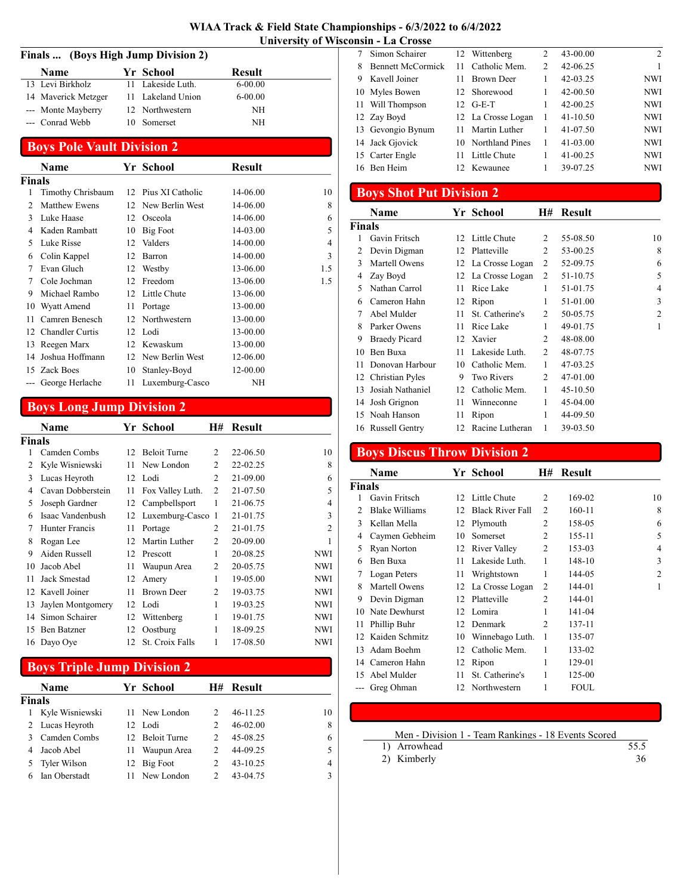# WIAA Track & Field State Championships - 6/3/2022 to 6/4/2022
## University of Wisconsin - La Crosse

### Finals ... (Boys High Jump Division 2)

| | Name | Yr | School | Result |
|---|---|---|---|---|
| 13 | Levi Birkholz | 11 | Lakeside Luth. | 6-00.00 |
| 14 | Maverick Metzger | 11 | Lakeland Union | 6-00.00 |
| --- | Monte Mayberry | 12 | Northwestern | NH |
| --- | Conrad Webb | 10 | Somerset | NH |

## Boys Pole Vault Division 2

**Finals**

| | Name | Yr | School | Result | |
|---|---|---|---|---|---|
| 1 | Timothy Chrisbaum | 12 | Pius XI Catholic | 14-06.00 | 10 |
| 2 | Matthew Ewens | 12 | New Berlin West | 14-06.00 | 8 |
| 3 | Luke Haase | 12 | Osceola | 14-06.00 | 6 |
| 4 | Kaden Rambatt | 10 | Big Foot | 14-03.00 | 5 |
| 5 | Luke Risse | 12 | Valders | 14-00.00 | 4 |
| 6 | Colin Kappel | 12 | Barron | 14-00.00 | 3 |
| 7 | Evan Gluch | 12 | Westby | 13-06.00 | 1.5 |
| 7 | Cole Jochman | 12 | Freedom | 13-06.00 | 1.5 |
| 9 | Michael Rambo | 12 | Little Chute | 13-06.00 | |
| 10 | Wyatt Amend | 11 | Portage | 13-00.00 | |
| 11 | Camren Benesch | 12 | Northwestern | 13-00.00 | |
| 12 | Chandler Curtis | 12 | Lodi | 13-00.00 | |
| 13 | Reegen Marx | 12 | Kewaskum | 13-00.00 | |
| 14 | Joshua Hoffmann | 12 | New Berlin West | 12-06.00 | |
| 15 | Zack Boes | 10 | Stanley-Boyd | 12-00.00 | |
| --- | George Herlache | 11 | Luxemburg-Casco | NH | |

## Boys Long Jump Division 2

**Finals**

| | Name | Yr | School | H# | Result | |
|---|---|---|---|---|---|---|
| 1 | Camden Combs | 12 | Beloit Turne | 2 | 22-06.50 | 10 |
| 2 | Kyle Wisniewski | 11 | New London | 2 | 22-02.25 | 8 |
| 3 | Lucas Heyroth | 12 | Lodi | 2 | 21-09.00 | 6 |
| 4 | Cavan Dobberstein | 11 | Fox Valley Luth. | 2 | 21-07.50 | 5 |
| 5 | Joseph Gardner | 12 | Campbellsport | 1 | 21-06.75 | 4 |
| 6 | Isaac Vandenbush | 12 | Luxemburg-Casco | 1 | 21-01.75 | 3 |
| 7 | Hunter Francis | 11 | Portage | 2 | 21-01.75 | 2 |
| 8 | Rogan Lee | 12 | Martin Luther | 2 | 20-09.00 | 1 |
| 9 | Aiden Russell | 12 | Prescott | 1 | 20-08.25 | NWI |
| 10 | Jacob Abel | 11 | Waupun Area | 2 | 20-05.75 | NWI |
| 11 | Jack Smestad | 12 | Amery | 1 | 19-05.00 | NWI |
| 12 | Kavell Joiner | 11 | Brown Deer | 2 | 19-03.75 | NWI |
| 13 | Jaylen Montgomery | 12 | Lodi | 1 | 19-03.25 | NWI |
| 14 | Simon Schairer | 12 | Wittenberg | 1 | 19-01.75 | NWI |
| 15 | Ben Batzner | 12 | Oostburg | 1 | 18-09.25 | NWI |
| 16 | Dayo Oye | 12 | St. Croix Falls | 1 | 17-08.50 | NWI |

## Boys Triple Jump Division 2

**Finals**

| | Name | Yr | School | H# | Result | |
|---|---|---|---|---|---|---|
| 1 | Kyle Wisniewski | 11 | New London | 2 | 46-11.25 | 10 |
| 2 | Lucas Heyroth | 12 | Lodi | 2 | 46-02.00 | 8 |
| 3 | Camden Combs | 12 | Beloit Turne | 2 | 45-08.25 | 6 |
| 4 | Jacob Abel | 11 | Waupun Area | 2 | 44-09.25 | 5 |
| 5 | Tyler Wilson | 12 | Big Foot | 2 | 43-10.25 | 4 |
| 6 | Ian Oberstadt | 11 | New London | 2 | 43-04.75 | 3 |
| 7 | Simon Schairer | 12 | Wittenberg | 2 | 43-00.00 | 2 |
| 8 | Bennett McCormick | 11 | Catholic Mem. | 2 | 42-06.25 | 1 |
| 9 | Kavell Joiner | 11 | Brown Deer | 1 | 42-03.25 | NWI |
| 10 | Myles Bowen | 12 | Shorewood | 1 | 42-00.50 | NWI |
| 11 | Will Thompson | 12 | G-E-T | 1 | 42-00.25 | NWI |
| 12 | Zay Boyd | 12 | La Crosse Logan | 1 | 41-10.50 | NWI |
| 13 | Gevongio Bynum | 11 | Martin Luther | 1 | 41-07.50 | NWI |
| 14 | Jack Gjovick | 10 | Northland Pines | 1 | 41-03.00 | NWI |
| 15 | Carter Engle | 11 | Little Chute | 1 | 41-00.25 | NWI |
| 16 | Ben Heim | 12 | Kewaunee | 1 | 39-07.25 | NWI |

## Boys Shot Put Division 2

**Finals**

| | Name | Yr | School | H# | Result | |
|---|---|---|---|---|---|---|
| 1 | Gavin Fritsch | 12 | Little Chute | 2 | 55-08.50 | 10 |
| 2 | Devin Digman | 12 | Platteville | 2 | 53-00.25 | 8 |
| 3 | Martell Owens | 12 | La Crosse Logan | 2 | 52-09.75 | 6 |
| 4 | Zay Boyd | 12 | La Crosse Logan | 2 | 51-10.75 | 5 |
| 5 | Nathan Carrol | 11 | Rice Lake | 1 | 51-01.75 | 4 |
| 6 | Cameron Hahn | 12 | Ripon | 1 | 51-01.00 | 3 |
| 7 | Abel Mulder | 11 | St. Catherine's | 2 | 50-05.75 | 2 |
| 8 | Parker Owens | 11 | Rice Lake | 1 | 49-01.75 | 1 |
| 9 | Braedy Picard | 12 | Xavier | 2 | 48-08.00 | |
| 10 | Ben Buxa | 11 | Lakeside Luth. | 2 | 48-07.75 | |
| 11 | Donovan Harbour | 10 | Catholic Mem. | 1 | 47-03.25 | |
| 12 | Christian Pyles | 9 | Two Rivers | 2 | 47-01.00 | |
| 13 | Josiah Nathaniel | 12 | Catholic Mem. | 1 | 45-10.50 | |
| 14 | Josh Grignon | 11 | Winneconne | 1 | 45-04.00 | |
| 15 | Noah Hanson | 11 | Ripon | 1 | 44-09.50 | |
| 16 | Russell Gentry | 12 | Racine Lutheran | 1 | 39-03.50 | |

## Boys Discus Throw Division 2

**Finals**

| | Name | Yr | School | H# | Result | |
|---|---|---|---|---|---|---|
| 1 | Gavin Fritsch | 12 | Little Chute | 2 | 169-02 | 10 |
| 2 | Blake Williams | 12 | Black River Fall | 2 | 160-11 | 8 |
| 3 | Kellan Mella | 12 | Plymouth | 2 | 158-05 | 6 |
| 4 | Caymen Gebheim | 10 | Somerset | 2 | 155-11 | 5 |
| 5 | Ryan Norton | 12 | River Valley | 2 | 153-03 | 4 |
| 6 | Ben Buxa | 11 | Lakeside Luth. | 1 | 148-10 | 3 |
| 7 | Logan Peters | 11 | Wrightstown | 1 | 144-05 | 2 |
| 8 | Martell Owens | 12 | La Crosse Logan | 2 | 144-01 | 1 |
| 9 | Devin Digman | 12 | Platteville | 2 | 144-01 | |
| 10 | Nate Dewhurst | 12 | Lomira | 1 | 141-04 | |
| 11 | Phillip Buhr | 12 | Denmark | 2 | 137-11 | |
| 12 | Kaiden Schmitz | 10 | Winnebago Luth. | 1 | 135-07 | |
| 13 | Adam Boehm | 12 | Catholic Mem. | 1 | 133-02 | |
| 14 | Cameron Hahn | 12 | Ripon | 1 | 129-01 | |
| 15 | Abel Mulder | 11 | St. Catherine's | 1 | 125-00 | |
| --- | Greg Ohman | 12 | Northwestern | 1 | FOUL | |

### Men - Division 1 - Team Rankings - 18 Events Scored

| | Team | Points |
|---|---|---|
| 1) | Arrowhead | 55.5 |
| 2) | Kimberly | 36 |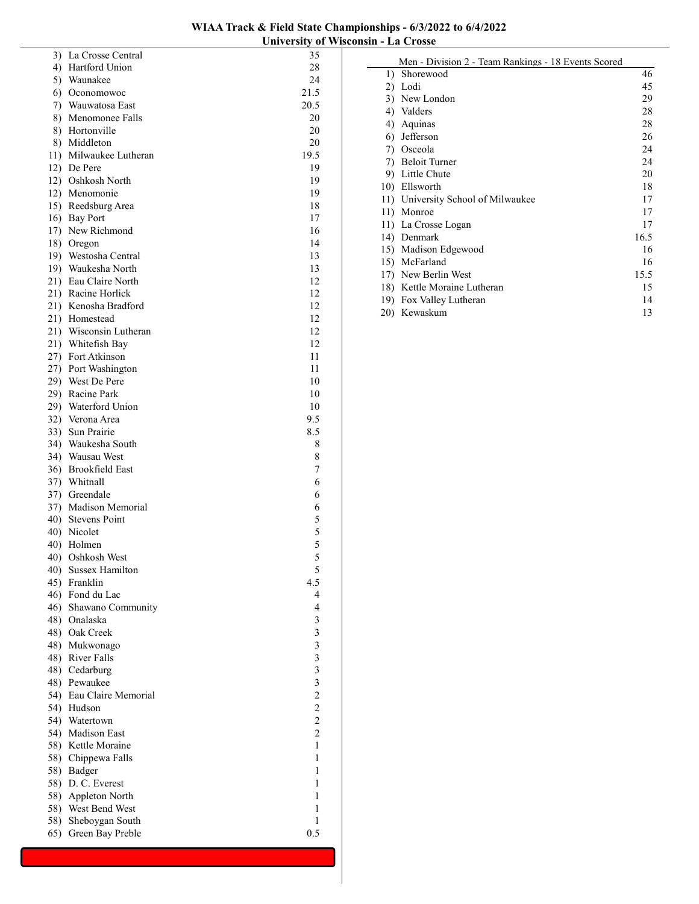| Rank | Team | Points |
|---|---|---|
| 3) | La Crosse Central | 35 |
| 4) | Hartford Union | 28 |
| 5) | Waunakee | 24 |
| 6) | Oconomowoc | 21.5 |
| 7) | Wauwatosa East | 20.5 |
| 8) | Menomonee Falls | 20 |
| 8) | Hortonville | 20 |
| 8) | Middleton | 20 |
| 11) | Milwaukee Lutheran | 19.5 |
| 12) | De Pere | 19 |
| 12) | Oshkosh North | 19 |
| 12) | Menomonie | 19 |
| 15) | Reedsburg Area | 18 |
| 16) | Bay Port | 17 |
| 17) | New Richmond | 16 |
| 18) | Oregon | 14 |
| 19) | Westosha Central | 13 |
| 19) | Waukesha North | 13 |
| 21) | Eau Claire North | 12 |
| 21) | Racine Horlick | 12 |
| 21) | Kenosha Bradford | 12 |
| 21) | Homestead | 12 |
| 21) | Wisconsin Lutheran | 12 |
| 21) | Whitefish Bay | 12 |
| 27) | Fort Atkinson | 11 |
| 27) | Port Washington | 11 |
| 29) | West De Pere | 10 |
| 29) | Racine Park | 10 |
| 29) | Waterford Union | 10 |
| 32) | Verona Area | 9.5 |
| 33) | Sun Prairie | 8.5 |
| 34) | Waukesha South | 8 |
| 34) | Wausau West | 8 |
| 36) | Brookfield East | 7 |
| 37) | Whitnall | 6 |
| 37) | Greendale | 6 |
| 37) | Madison Memorial | 6 |
| 40) | Stevens Point | 5 |
| 40) | Nicolet | 5 |
| 40) | Holmen | 5 |
| 40) | Oshkosh West | 5 |
| 40) | Sussex Hamilton | 5 |
| 45) | Franklin | 4.5 |
| 46) | Fond du Lac | 4 |
| 46) | Shawano Community | 4 |
| 48) | Onalaska | 3 |
| 48) | Oak Creek | 3 |
| 48) | Mukwonago | 3 |
| 48) | River Falls | 3 |
| 48) | Cedarburg | 3 |
| 48) | Pewaukee | 3 |
| 54) | Eau Claire Memorial | 2 |
| 54) | Hudson | 2 |
| 54) | Watertown | 2 |
| 54) | Madison East | 2 |
| 58) | Kettle Moraine | 1 |
| 58) | Chippewa Falls | 1 |
| 58) | Badger | 1 |
| 58) | D. C. Everest | 1 |
| 58) | Appleton North | 1 |
| 58) | West Bend West | 1 |
| 58) | Sheboygan South | 1 |
| 65) | Green Bay Preble | 0.5 |

## Men - Division 2 - Team Rankings - 18 Events Scored

| Rank | Team | Points |
|---|---|---|
| 1) | Shorewood | 46 |
| 2) | Lodi | 45 |
| 3) | New London | 29 |
| 4) | Valders | 28 |
| 4) | Aquinas | 28 |
| 6) | Jefferson | 26 |
| 7) | Osceola | 24 |
| 7) | Beloit Turner | 24 |
| 9) | Little Chute | 20 |
| 10) | Ellsworth | 18 |
| 11) | University School of Milwaukee | 17 |
| 11) | Monroe | 17 |
| 11) | La Crosse Logan | 17 |
| 14) | Denmark | 16.5 |
| 15) | Madison Edgewood | 16 |
| 15) | McFarland | 16 |
| 17) | New Berlin West | 15.5 |
| 18) | Kettle Moraine Lutheran | 15 |
| 19) | Fox Valley Lutheran | 14 |
| 20) | Kewaskum | 13 |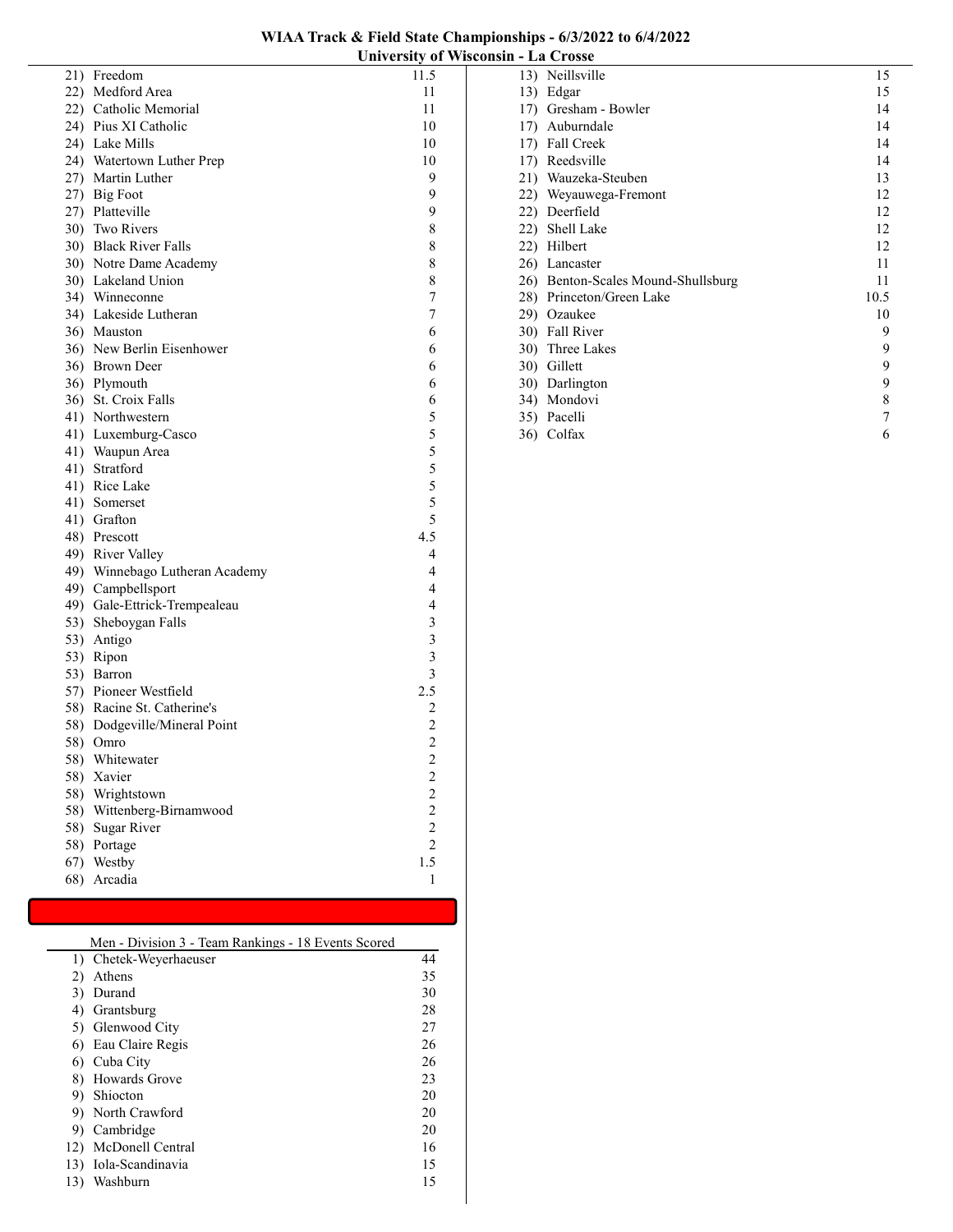**WIAA Track & Field State Championships - 6/3/2022 to 6/4/2022**
**University of Wisconsin - La Crosse**

| Rank | Team | Points |
|---|---|---|
| 21) | Freedom | 11.5 |
| 22) | Medford Area | 11 |
| 22) | Catholic Memorial | 11 |
| 24) | Pius XI Catholic | 10 |
| 24) | Lake Mills | 10 |
| 24) | Watertown Luther Prep | 10 |
| 27) | Martin Luther | 9 |
| 27) | Big Foot | 9 |
| 27) | Platteville | 9 |
| 30) | Two Rivers | 8 |
| 30) | Black River Falls | 8 |
| 30) | Notre Dame Academy | 8 |
| 30) | Lakeland Union | 8 |
| 34) | Winneconne | 7 |
| 34) | Lakeside Lutheran | 7 |
| 36) | Mauston | 6 |
| 36) | New Berlin Eisenhower | 6 |
| 36) | Brown Deer | 6 |
| 36) | Plymouth | 6 |
| 36) | St. Croix Falls | 6 |
| 41) | Northwestern | 5 |
| 41) | Luxemburg-Casco | 5 |
| 41) | Waupun Area | 5 |
| 41) | Stratford | 5 |
| 41) | Rice Lake | 5 |
| 41) | Somerset | 5 |
| 41) | Grafton | 5 |
| 48) | Prescott | 4.5 |
| 49) | River Valley | 4 |
| 49) | Winnebago Lutheran Academy | 4 |
| 49) | Campbellsport | 4 |
| 49) | Gale-Ettrick-Trempealeau | 4 |
| 53) | Sheboygan Falls | 3 |
| 53) | Antigo | 3 |
| 53) | Ripon | 3 |
| 53) | Barron | 3 |
| 57) | Pioneer Westfield | 2.5 |
| 58) | Racine St. Catherine's | 2 |
| 58) | Dodgeville/Mineral Point | 2 |
| 58) | Omro | 2 |
| 58) | Whitewater | 2 |
| 58) | Xavier | 2 |
| 58) | Wrightstown | 2 |
| 58) | Wittenberg-Birnamwood | 2 |
| 58) | Sugar River | 2 |
| 58) | Portage | 2 |
| 67) | Westby | 1.5 |
| 68) | Arcadia | 1 |

Men - Division 3 - Team Rankings - 18 Events Scored

| Rank | Team | Points |
|---|---|---|
| 1) | Chetek-Weyerhaeuser | 44 |
| 2) | Athens | 35 |
| 3) | Durand | 30 |
| 4) | Grantsburg | 28 |
| 5) | Glenwood City | 27 |
| 6) | Eau Claire Regis | 26 |
| 6) | Cuba City | 26 |
| 8) | Howards Grove | 23 |
| 9) | Shiocton | 20 |
| 9) | North Crawford | 20 |
| 9) | Cambridge | 20 |
| 12) | McDonell Central | 16 |
| 13) | Iola-Scandinavia | 15 |
| 13) | Washburn | 15 |
| 13) | Neillsville | 15 |
| 13) | Edgar | 15 |
| 17) | Gresham - Bowler | 14 |
| 17) | Auburndale | 14 |
| 17) | Fall Creek | 14 |
| 17) | Reedsville | 14 |
| 21) | Wauzeka-Steuben | 13 |
| 22) | Weyauwega-Fremont | 12 |
| 22) | Deerfield | 12 |
| 22) | Shell Lake | 12 |
| 22) | Hilbert | 12 |
| 26) | Lancaster | 11 |
| 26) | Benton-Scales Mound-Shullsburg | 11 |
| 28) | Princeton/Green Lake | 10.5 |
| 29) | Ozaukee | 10 |
| 30) | Fall River | 9 |
| 30) | Three Lakes | 9 |
| 30) | Gillett | 9 |
| 30) | Darlington | 9 |
| 34) | Mondovi | 8 |
| 35) | Pacelli | 7 |
| 36) | Colfax | 6 |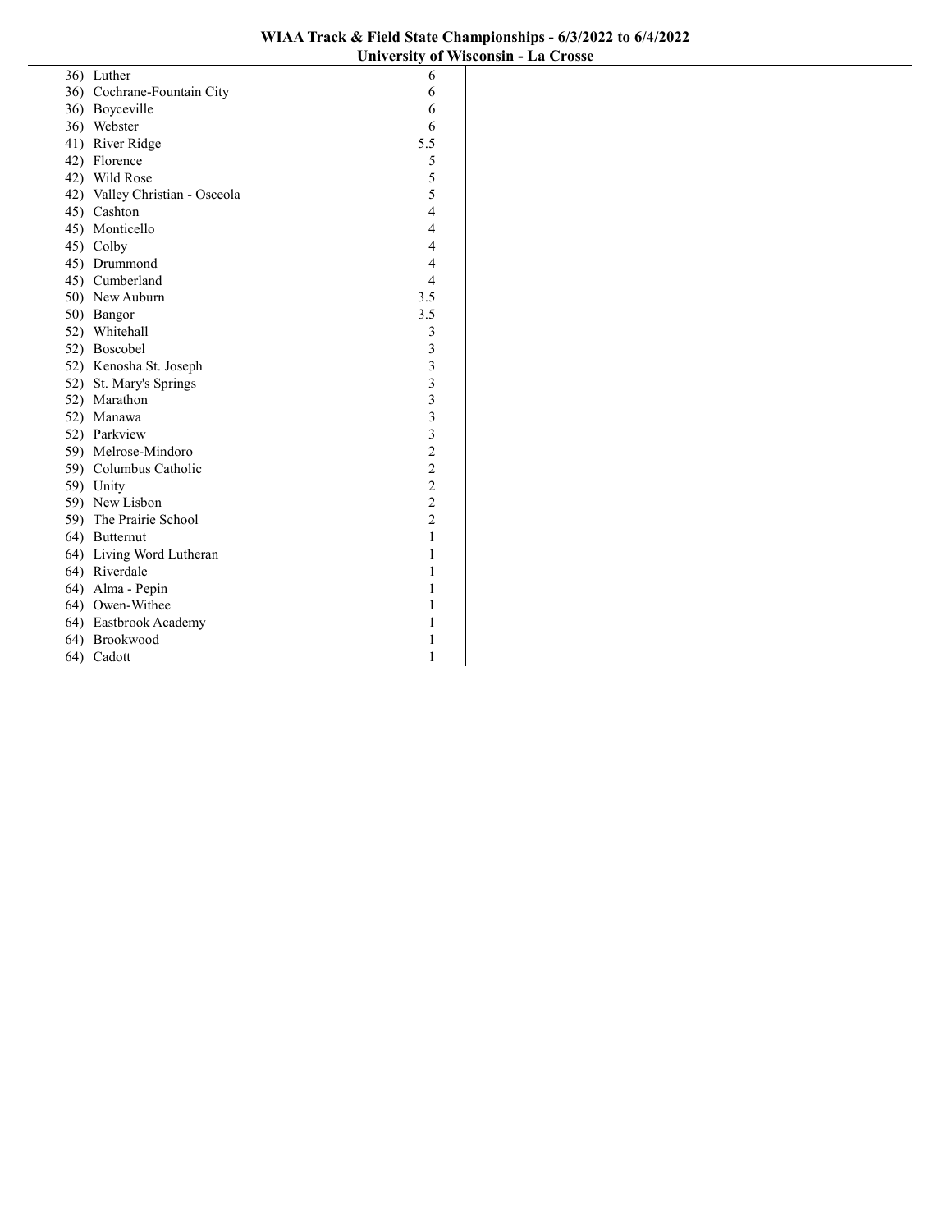| | | |
|---|---|---|
| 36) | Luther | 6 |
| 36) | Cochrane-Fountain City | 6 |
| 36) | Boyceville | 6 |
| 36) | Webster | 6 |
| 41) | River Ridge | 5.5 |
| 42) | Florence | 5 |
| 42) | Wild Rose | 5 |
| 42) | Valley Christian - Osceola | 5 |
| 45) | Cashton | 4 |
| 45) | Monticello | 4 |
| 45) | Colby | 4 |
| 45) | Drummond | 4 |
| 45) | Cumberland | 4 |
| 50) | New Auburn | 3.5 |
| 50) | Bangor | 3.5 |
| 52) | Whitehall | 3 |
| 52) | Boscobel | 3 |
| 52) | Kenosha St. Joseph | 3 |
| 52) | St. Mary's Springs | 3 |
| 52) | Marathon | 3 |
| 52) | Manawa | 3 |
| 52) | Parkview | 3 |
| 59) | Melrose-Mindoro | 2 |
| 59) | Columbus Catholic | 2 |
| 59) | Unity | 2 |
| 59) | New Lisbon | 2 |
| 59) | The Prairie School | 2 |
| 64) | Butternut | 1 |
| 64) | Living Word Lutheran | 1 |
| 64) | Riverdale | 1 |
| 64) | Alma - Pepin | 1 |
| 64) | Owen-Withee | 1 |
| 64) | Eastbrook Academy | 1 |
| 64) | Brookwood | 1 |
| 64) | Cadott | 1 |